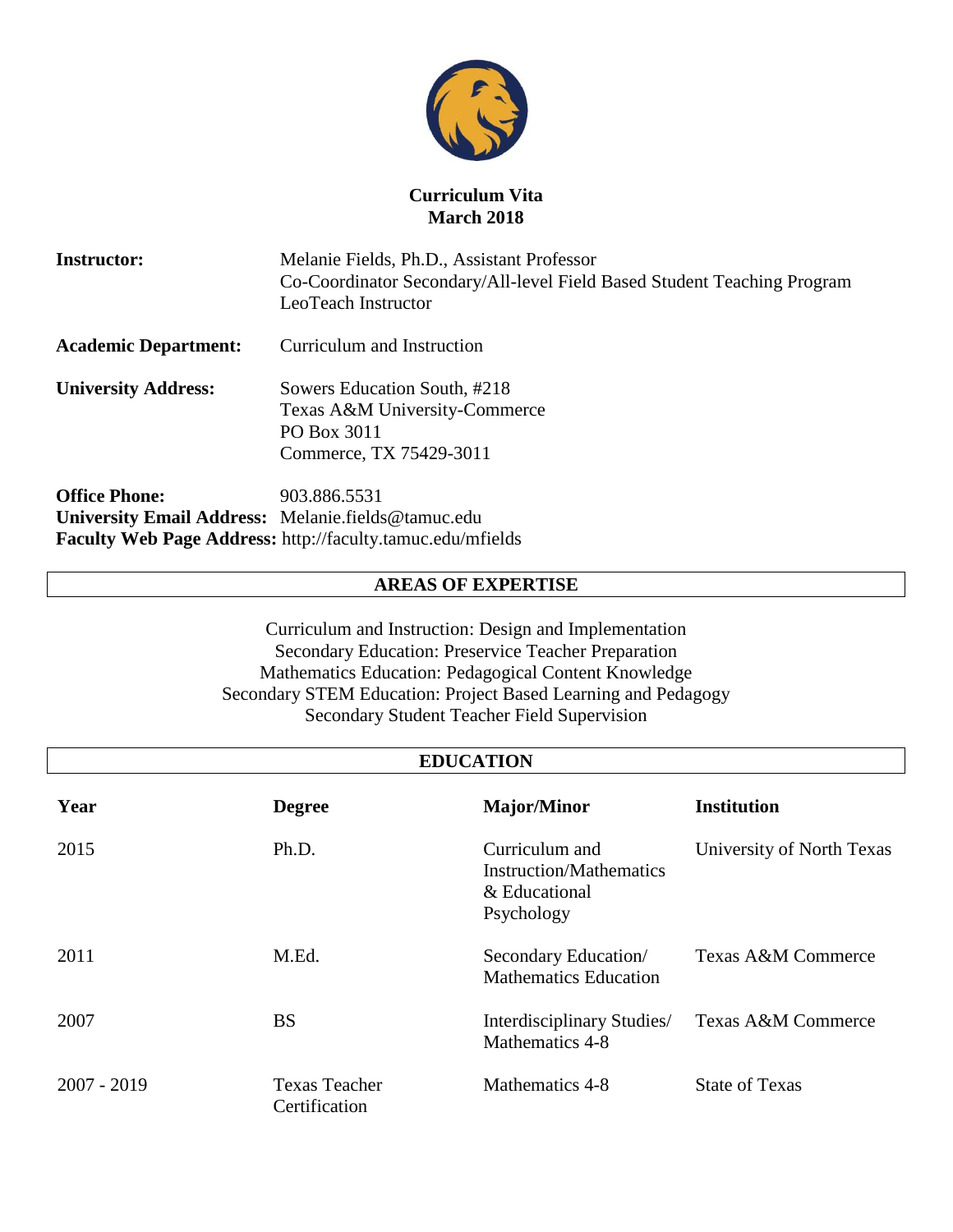# Curriculum Vita
## March 2018

**Instructor:** Melanie Fields, Ph.D., Assistant Professor
Co-Coordinator Secondary/All-level Field Based Student Teaching Program
LeoTeach Instructor

**Academic Department:** Curriculum and Instruction

**University Address:** Sowers Education South, #218
Texas A&M University-Commerce
PO Box 3011
Commerce, TX 75429-3011

**Office Phone:** 903.886.5531
**University Email Address:** Melanie.fields@tamuc.edu
**Faculty Web Page Address:** http://faculty.tamuc.edu/mfields

## AREAS OF EXPERTISE

Curriculum and Instruction: Design and Implementation
Secondary Education: Preservice Teacher Preparation
Mathematics Education: Pedagogical Content Knowledge
Secondary STEM Education: Project Based Learning and Pedagogy
Secondary Student Teacher Field Supervision

## EDUCATION

| Year | Degree | Major/Minor | Institution |
|---|---|---|---|
| 2015 | Ph.D. | Curriculum and Instruction/Mathematics & Educational Psychology | University of North Texas |
| 2011 | M.Ed. | Secondary Education/ Mathematics Education | Texas A&M Commerce |
| 2007 | BS | Interdisciplinary Studies/ Mathematics 4-8 | Texas A&M Commerce |
| 2007 - 2019 | Texas Teacher Certification | Mathematics 4-8 | State of Texas |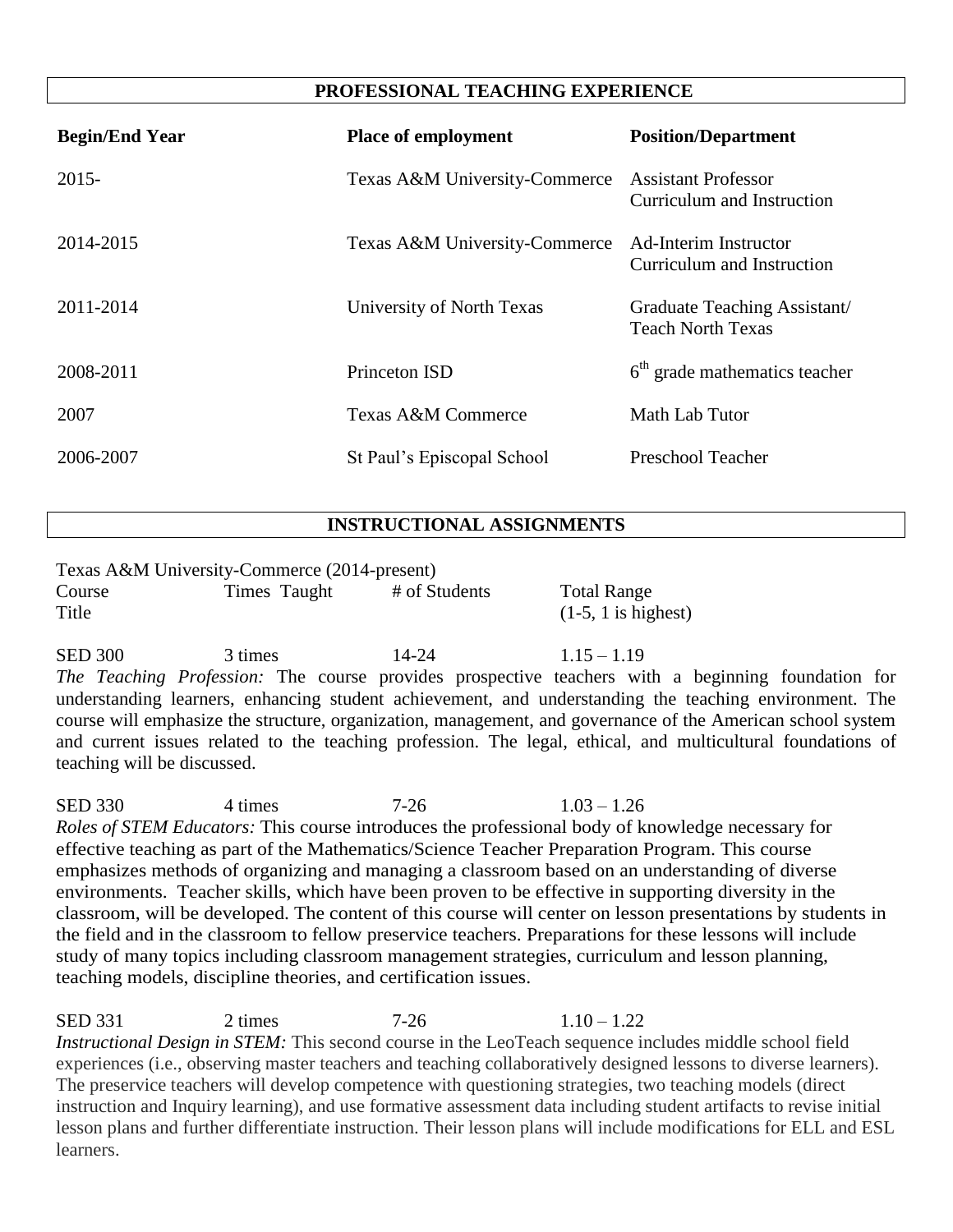## PROFESSIONAL TEACHING EXPERIENCE

| Begin/End Year | Place of employment | Position/Department |
|---|---|---|
| 2015- | Texas A&M University-Commerce | Assistant Professor Curriculum and Instruction |
| 2014-2015 | Texas A&M University-Commerce | Ad-Interim Instructor Curriculum and Instruction |
| 2011-2014 | University of North Texas | Graduate Teaching Assistant/ Teach North Texas |
| 2008-2011 | Princeton ISD | 6th grade mathematics teacher |
| 2007 | Texas A&M Commerce | Math Lab Tutor |
| 2006-2007 | St Paul's Episcopal School | Preschool Teacher |

## INSTRUCTIONAL ASSIGNMENTS

Texas A&M University-Commerce (2014-present)

| Course Title | Times Taught | # of Students | Total Range (1-5, 1 is highest) |
|---|---|---|---|
| SED 300 | 3 times | 14-24 | 1.15 – 1.19 |

*The Teaching Profession:* The course provides prospective teachers with a beginning foundation for understanding learners, enhancing student achievement, and understanding the teaching environment. The course will emphasize the structure, organization, management, and governance of the American school system and current issues related to the teaching profession. The legal, ethical, and multicultural foundations of teaching will be discussed.

| Course Title | Times Taught | # of Students | Total Range (1-5, 1 is highest) |
|---|---|---|---|
| SED 330 | 4 times | 7-26 | 1.03 – 1.26 |

*Roles of STEM Educators:* This course introduces the professional body of knowledge necessary for effective teaching as part of the Mathematics/Science Teacher Preparation Program. This course emphasizes methods of organizing and managing a classroom based on an understanding of diverse environments. Teacher skills, which have been proven to be effective in supporting diversity in the classroom, will be developed. The content of this course will center on lesson presentations by students in the field and in the classroom to fellow preservice teachers. Preparations for these lessons will include study of many topics including classroom management strategies, curriculum and lesson planning, teaching models, discipline theories, and certification issues.

| Course Title | Times Taught | # of Students | Total Range (1-5, 1 is highest) |
|---|---|---|---|
| SED 331 | 2 times | 7-26 | 1.10 – 1.22 |

*Instructional Design in STEM:* This second course in the LeoTeach sequence includes middle school field experiences (i.e., observing master teachers and teaching collaboratively designed lessons to diverse learners). The preservice teachers will develop competence with questioning strategies, two teaching models (direct instruction and Inquiry learning), and use formative assessment data including student artifacts to revise initial lesson plans and further differentiate instruction. Their lesson plans will include modifications for ELL and ESL learners.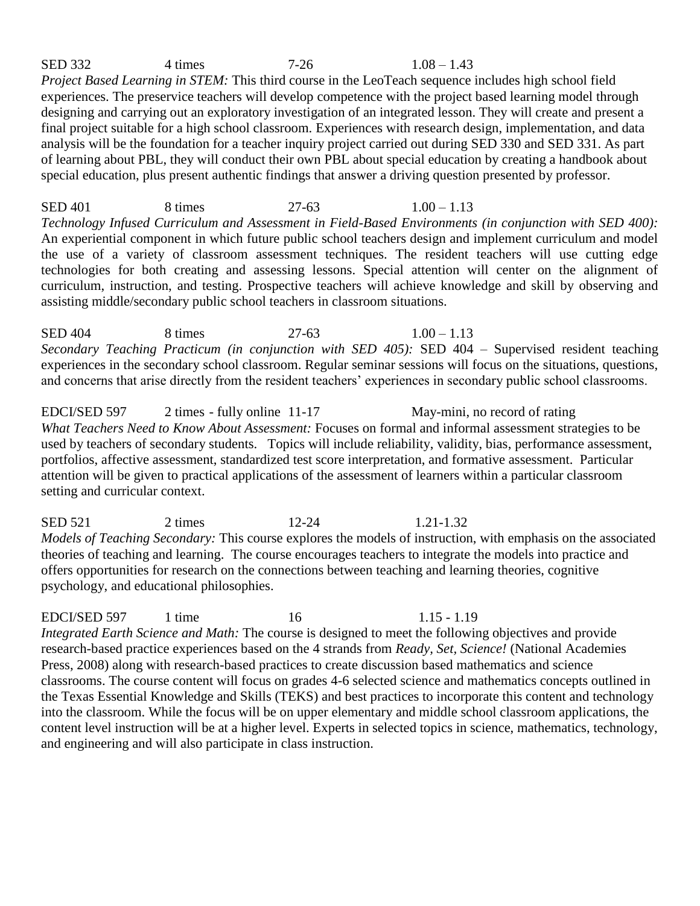SED 332 4 times 7-26 1.08 – 1.43

*Project Based Learning in STEM:* This third course in the LeoTeach sequence includes high school field experiences. The preservice teachers will develop competence with the project based learning model through designing and carrying out an exploratory investigation of an integrated lesson. They will create and present a final project suitable for a high school classroom. Experiences with research design, implementation, and data analysis will be the foundation for a teacher inquiry project carried out during SED 330 and SED 331. As part of learning about PBL, they will conduct their own PBL about special education by creating a handbook about special education, plus present authentic findings that answer a driving question presented by professor.

SED 401 8 times 27-63 1.00 – 1.13

*Technology Infused Curriculum and Assessment in Field-Based Environments (in conjunction with SED 400):* An experiential component in which future public school teachers design and implement curriculum and model the use of a variety of classroom assessment techniques. The resident teachers will use cutting edge technologies for both creating and assessing lessons. Special attention will center on the alignment of curriculum, instruction, and testing. Prospective teachers will achieve knowledge and skill by observing and assisting middle/secondary public school teachers in classroom situations.

SED 404 8 times 27-63 1.00 – 1.13

*Secondary Teaching Practicum (in conjunction with SED 405):* SED 404 – Supervised resident teaching experiences in the secondary school classroom. Regular seminar sessions will focus on the situations, questions, and concerns that arise directly from the resident teachers' experiences in secondary public school classrooms.

EDCI/SED 597 2 times - fully online 11-17 May-mini, no record of rating

*What Teachers Need to Know About Assessment:* Focuses on formal and informal assessment strategies to be used by teachers of secondary students. Topics will include reliability, validity, bias, performance assessment, portfolios, affective assessment, standardized test score interpretation, and formative assessment. Particular attention will be given to practical applications of the assessment of learners within a particular classroom setting and curricular context.

SED 521 2 times 12-24 1.21-1.32

*Models of Teaching Secondary:* This course explores the models of instruction, with emphasis on the associated theories of teaching and learning. The course encourages teachers to integrate the models into practice and offers opportunities for research on the connections between teaching and learning theories, cognitive psychology, and educational philosophies.

EDCI/SED 597 1 time 16 1.15 - 1.19

*Integrated Earth Science and Math:* The course is designed to meet the following objectives and provide research-based practice experiences based on the 4 strands from *Ready, Set, Science!* (National Academies Press, 2008) along with research-based practices to create discussion based mathematics and science classrooms. The course content will focus on grades 4-6 selected science and mathematics concepts outlined in the Texas Essential Knowledge and Skills (TEKS) and best practices to incorporate this content and technology into the classroom. While the focus will be on upper elementary and middle school classroom applications, the content level instruction will be at a higher level. Experts in selected topics in science, mathematics, technology, and engineering and will also participate in class instruction.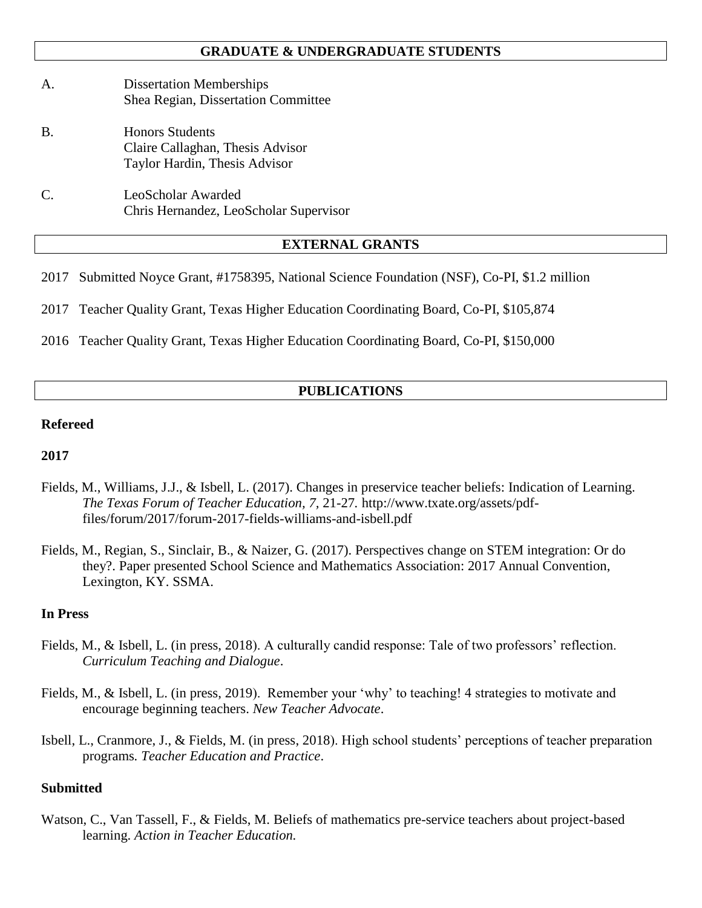## GRADUATE & UNDERGRADUATE STUDENTS

A. Dissertation Memberships
   Shea Regian, Dissertation Committee

B. Honors Students
   Claire Callaghan, Thesis Advisor
   Taylor Hardin, Thesis Advisor

C. LeoScholar Awarded
   Chris Hernandez, LeoScholar Supervisor

## EXTERNAL GRANTS

2017 Submitted Noyce Grant, #1758395, National Science Foundation (NSF), Co-PI, $1.2 million

2017 Teacher Quality Grant, Texas Higher Education Coordinating Board, Co-PI, $105,874

2016 Teacher Quality Grant, Texas Higher Education Coordinating Board, Co-PI, $150,000

## PUBLICATIONS

**Refereed**

**2017**

Fields, M., Williams, J.J., & Isbell, L. (2017). Changes in preservice teacher beliefs: Indication of Learning. *The Texas Forum of Teacher Education*, *7*, 21-27. http://www.txate.org/assets/pdf-files/forum/2017/forum-2017-fields-williams-and-isbell.pdf

Fields, M., Regian, S., Sinclair, B., & Naizer, G. (2017). Perspectives change on STEM integration: Or do they?. Paper presented School Science and Mathematics Association: 2017 Annual Convention, Lexington, KY. SSMA.

**In Press**

Fields, M., & Isbell, L. (in press, 2018). A culturally candid response: Tale of two professors' reflection. *Curriculum Teaching and Dialogue*.

Fields, M., & Isbell, L. (in press, 2019). Remember your 'why' to teaching! 4 strategies to motivate and encourage beginning teachers. *New Teacher Advocate*.

Isbell, L., Cranmore, J., & Fields, M. (in press, 2018). High school students' perceptions of teacher preparation programs. *Teacher Education and Practice*.

**Submitted**

Watson, C., Van Tassell, F., & Fields, M. Beliefs of mathematics pre-service teachers about project-based learning. *Action in Teacher Education.*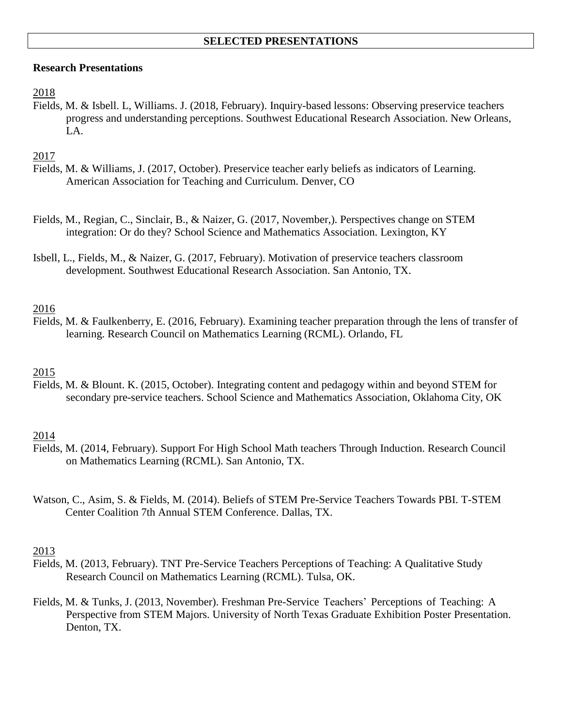## SELECTED PRESENTATIONS

**Research Presentations**

2018

Fields, M. & Isbell. L, Williams. J. (2018, February). Inquiry-based lessons: Observing preservice teachers progress and understanding perceptions. Southwest Educational Research Association. New Orleans, LA.

2017

Fields, M. & Williams, J. (2017, October). Preservice teacher early beliefs as indicators of Learning. American Association for Teaching and Curriculum. Denver, CO

Fields, M., Regian, C., Sinclair, B., & Naizer, G. (2017, November,). Perspectives change on STEM integration: Or do they? School Science and Mathematics Association. Lexington, KY

Isbell, L., Fields, M., & Naizer, G. (2017, February). Motivation of preservice teachers classroom development. Southwest Educational Research Association. San Antonio, TX.

2016

Fields, M. & Faulkenberry, E. (2016, February). Examining teacher preparation through the lens of transfer of learning. Research Council on Mathematics Learning (RCML). Orlando, FL

2015

Fields, M. & Blount. K. (2015, October). Integrating content and pedagogy within and beyond STEM for secondary pre-service teachers. School Science and Mathematics Association, Oklahoma City, OK

2014

Fields, M. (2014, February). Support For High School Math teachers Through Induction. Research Council on Mathematics Learning (RCML). San Antonio, TX.

Watson, C., Asim, S. & Fields, M. (2014). Beliefs of STEM Pre-Service Teachers Towards PBI. T-STEM Center Coalition 7th Annual STEM Conference. Dallas, TX.

2013

Fields, M. (2013, February). TNT Pre-Service Teachers Perceptions of Teaching: A Qualitative Study Research Council on Mathematics Learning (RCML). Tulsa, OK.

Fields, M. & Tunks, J. (2013, November). Freshman Pre-Service Teachers' Perceptions of Teaching: A Perspective from STEM Majors. University of North Texas Graduate Exhibition Poster Presentation. Denton, TX.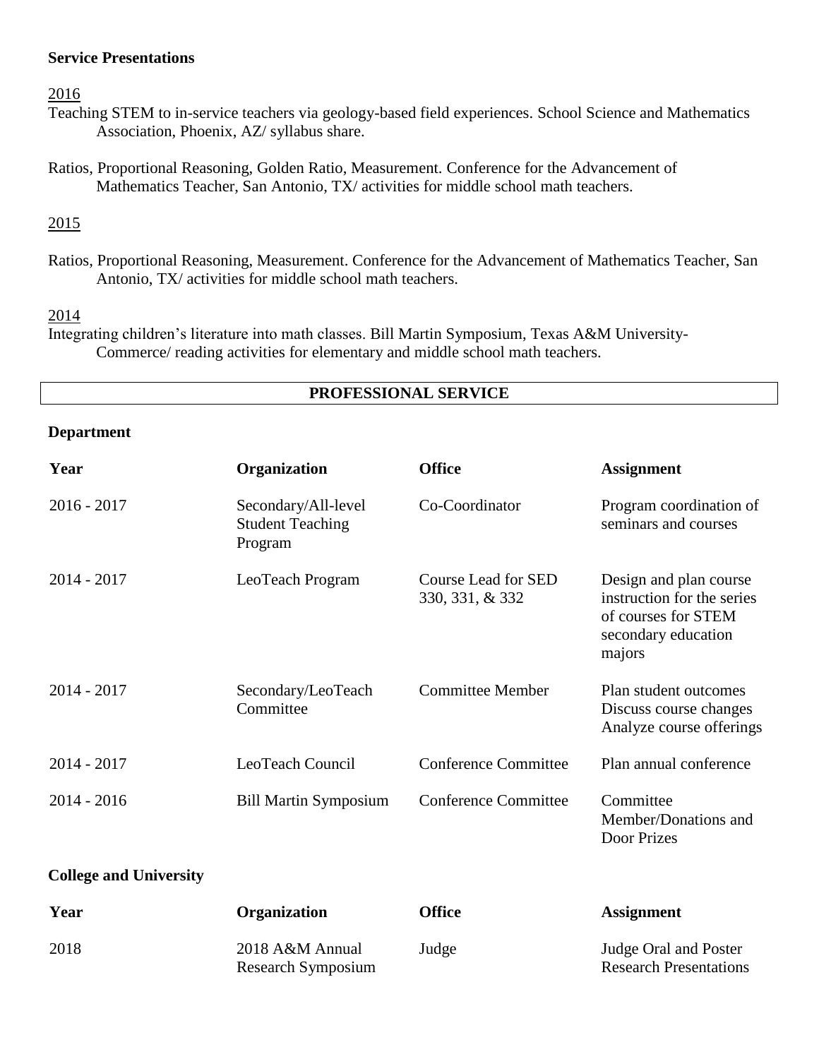**Service Presentations**

2016

Teaching STEM to in-service teachers via geology-based field experiences. School Science and Mathematics Association, Phoenix, AZ/ syllabus share.

Ratios, Proportional Reasoning, Golden Ratio, Measurement. Conference for the Advancement of Mathematics Teacher, San Antonio, TX/ activities for middle school math teachers.

2015

Ratios, Proportional Reasoning, Measurement. Conference for the Advancement of Mathematics Teacher, San Antonio, TX/ activities for middle school math teachers.

2014

Integrating children's literature into math classes. Bill Martin Symposium, Texas A&M University-Commerce/ reading activities for elementary and middle school math teachers.

## PROFESSIONAL SERVICE

**Department**

| Year | Organization | Office | Assignment |
|---|---|---|---|
| 2016 - 2017 | Secondary/All-level Student Teaching Program | Co-Coordinator | Program coordination of seminars and courses |
| 2014 - 2017 | LeoTeach Program | Course Lead for SED 330, 331, & 332 | Design and plan course instruction for the series of courses for STEM secondary education majors |
| 2014 - 2017 | Secondary/LeoTeach Committee | Committee Member | Plan student outcomes Discuss course changes Analyze course offerings |
| 2014 - 2017 | LeoTeach Council | Conference Committee | Plan annual conference |
| 2014 - 2016 | Bill Martin Symposium | Conference Committee | Committee Member/Donations and Door Prizes |

**College and University**

| Year | Organization | Office | Assignment |
|---|---|---|---|
| 2018 | 2018 A&M Annual Research Symposium | Judge | Judge Oral and Poster Research Presentations |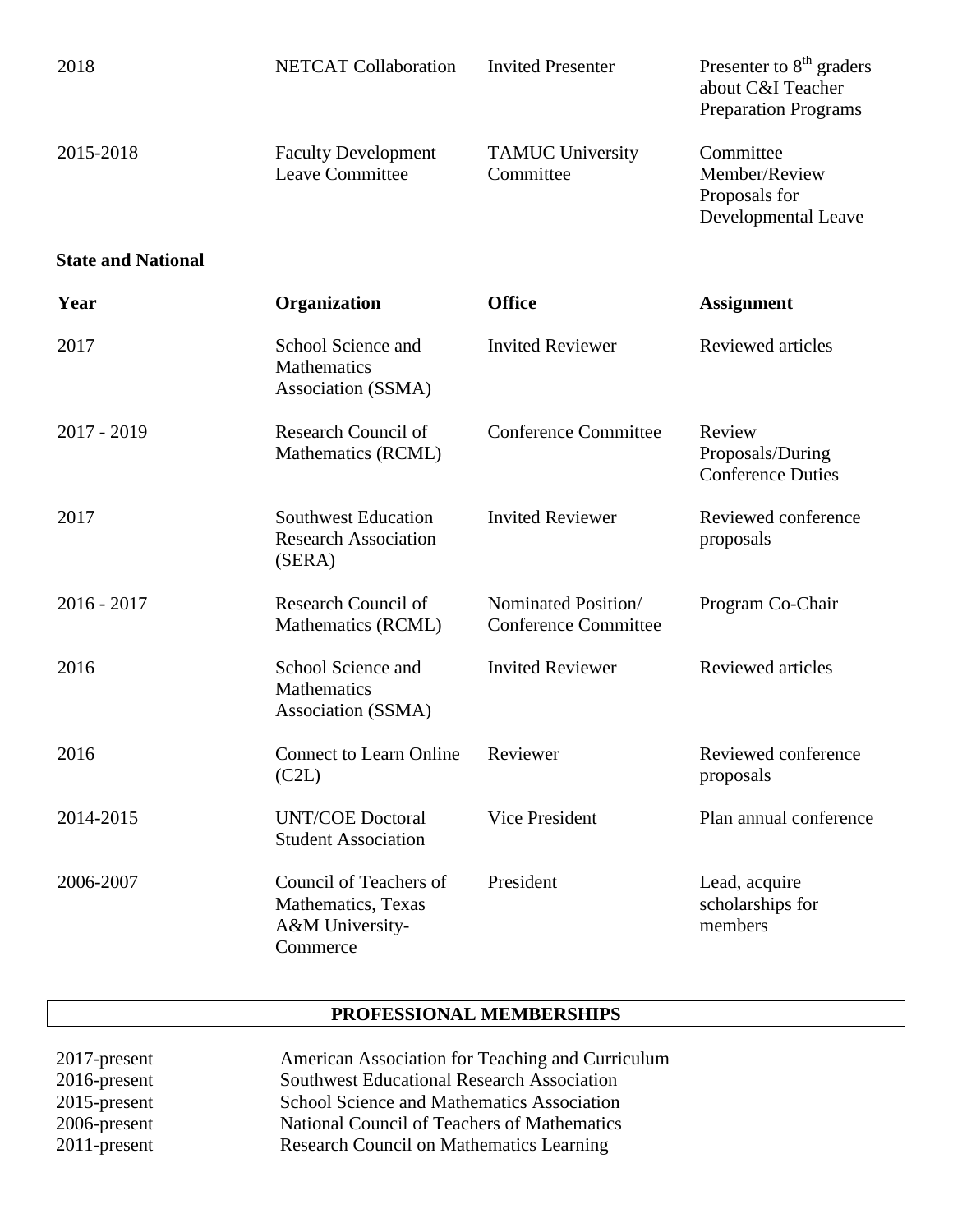| | | | |
|---|---|---|---|
| 2018 | NETCAT Collaboration | Invited Presenter | Presenter to 8th graders about C&I Teacher Preparation Programs |
| 2015-2018 | Faculty Development Leave Committee | TAMUC University Committee | Committee Member/Review Proposals for Developmental Leave |

**State and National**

| **Year** | **Organization** | **Office** | **Assignment** |
|---|---|---|---|
| 2017 | School Science and Mathematics Association (SSMA) | Invited Reviewer | Reviewed articles |
| 2017 - 2019 | Research Council of Mathematics (RCML) | Conference Committee | Review Proposals/During Conference Duties |
| 2017 | Southwest Education Research Association (SERA) | Invited Reviewer | Reviewed conference proposals |
| 2016 - 2017 | Research Council of Mathematics (RCML) | Nominated Position/ Conference Committee | Program Co-Chair |
| 2016 | School Science and Mathematics Association (SSMA) | Invited Reviewer | Reviewed articles |
| 2016 | Connect to Learn Online (C2L) | Reviewer | Reviewed conference proposals |
| 2014-2015 | UNT/COE Doctoral Student Association | Vice President | Plan annual conference |
| 2006-2007 | Council of Teachers of Mathematics, Texas A&M University-Commerce | President | Lead, acquire scholarships for members |

## PROFESSIONAL MEMBERSHIPS

| | |
|---|---|
| 2017-present | American Association for Teaching and Curriculum |
| 2016-present | Southwest Educational Research Association |
| 2015-present | School Science and Mathematics Association |
| 2006-present | National Council of Teachers of Mathematics |
| 2011-present | Research Council on Mathematics Learning |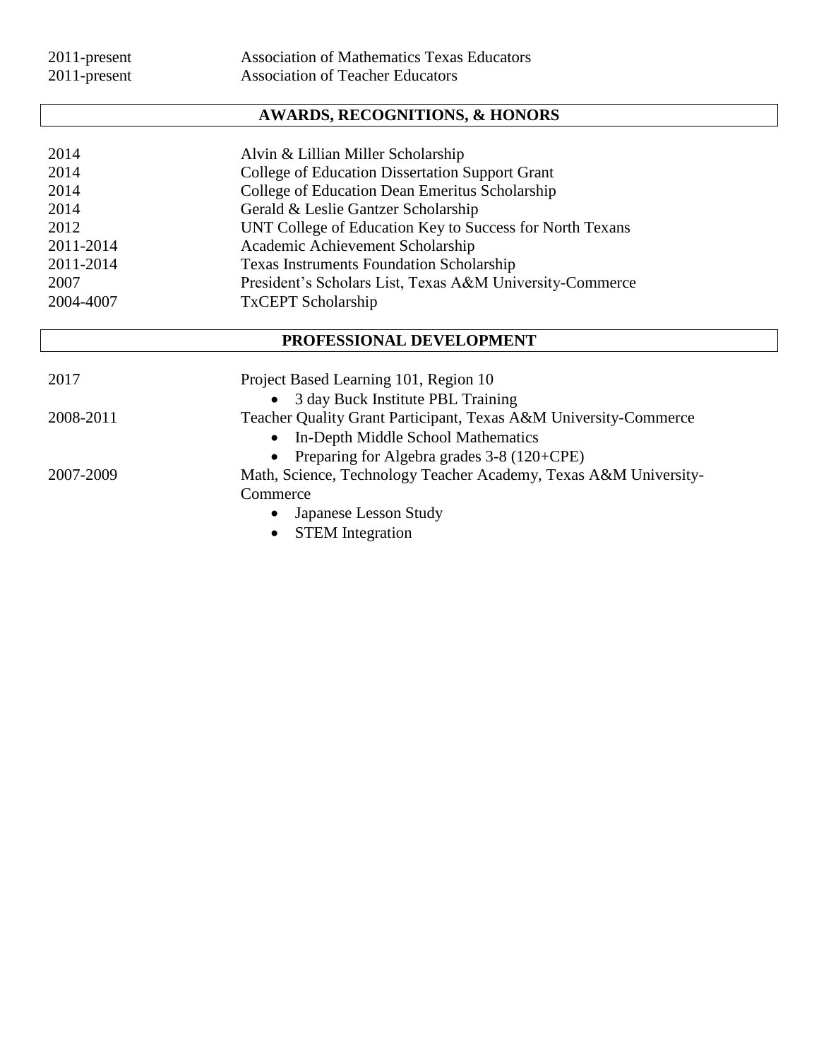| | |
|---|---|
| 2011-present | Association of Mathematics Texas Educators |
| 2011-present | Association of Teacher Educators |

## AWARDS, RECOGNITIONS, & HONORS

| | |
|---|---|
| 2014 | Alvin & Lillian Miller Scholarship |
| 2014 | College of Education Dissertation Support Grant |
| 2014 | College of Education Dean Emeritus Scholarship |
| 2014 | Gerald & Leslie Gantzer Scholarship |
| 2012 | UNT College of Education Key to Success for North Texans |
| 2011-2014 | Academic Achievement Scholarship |
| 2011-2014 | Texas Instruments Foundation Scholarship |
| 2007 | President's Scholars List, Texas A&M University-Commerce |
| 2004-4007 | TxCEPT Scholarship |

## PROFESSIONAL DEVELOPMENT

2017 — Project Based Learning 101, Region 10

- 3 day Buck Institute PBL Training

2008-2011 — Teacher Quality Grant Participant, Texas A&M University-Commerce

- In-Depth Middle School Mathematics
- Preparing for Algebra grades 3-8 (120+CPE)

2007-2009 — Math, Science, Technology Teacher Academy, Texas A&M University-Commerce

- Japanese Lesson Study
- STEM Integration